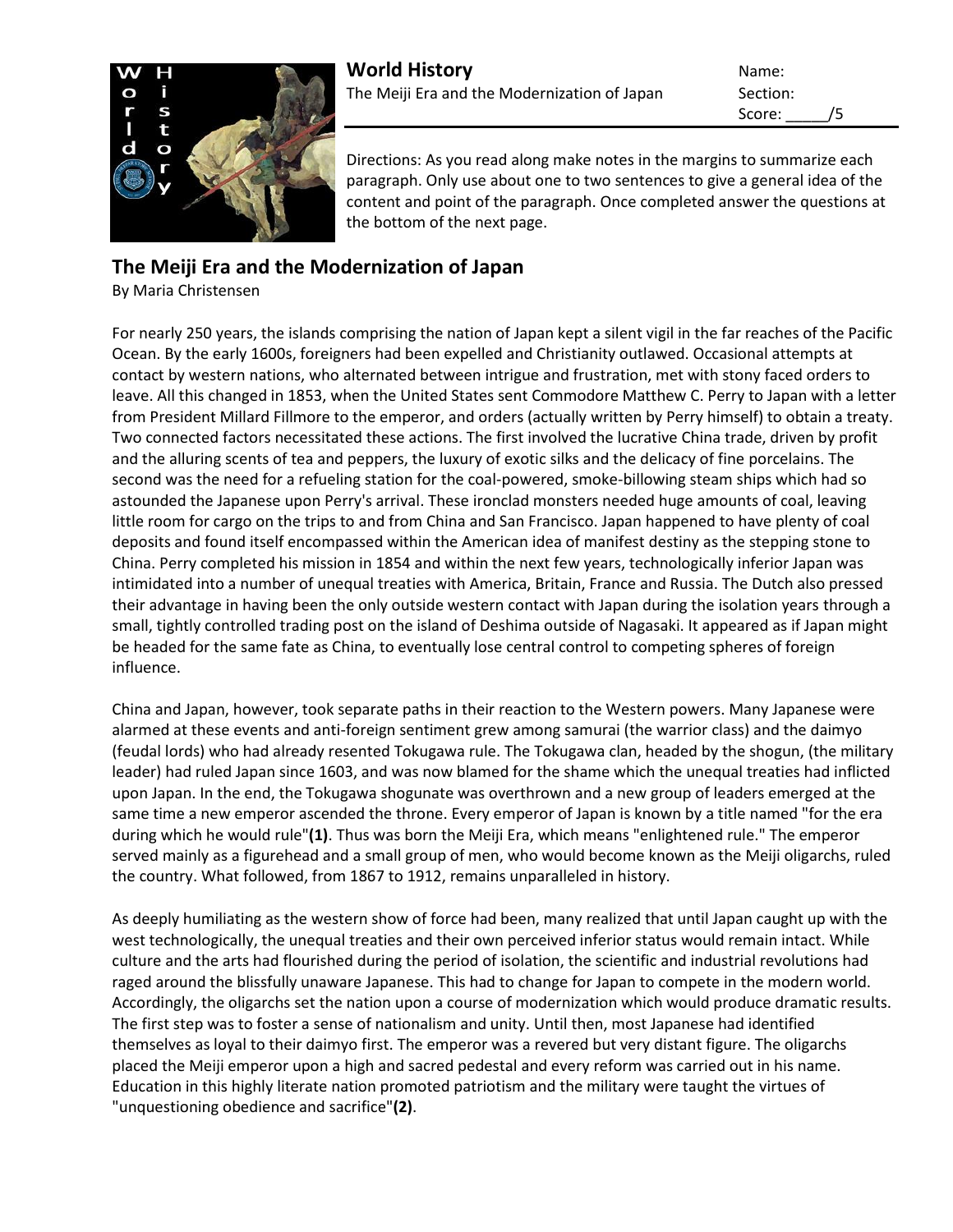**World History**
The Meiji Era and the Modernization of Japan

Name:
Section:
Score: _____/5

Directions: As you read along make notes in the margins to summarize each paragraph. Only use about one to two sentences to give a general idea of the content and point of the paragraph. Once completed answer the questions at the bottom of the next page.

## The Meiji Era and the Modernization of Japan

By Maria Christensen

For nearly 250 years, the islands comprising the nation of Japan kept a silent vigil in the far reaches of the Pacific Ocean. By the early 1600s, foreigners had been expelled and Christianity outlawed. Occasional attempts at contact by western nations, who alternated between intrigue and frustration, met with stony faced orders to leave. All this changed in 1853, when the United States sent Commodore Matthew C. Perry to Japan with a letter from President Millard Fillmore to the emperor, and orders (actually written by Perry himself) to obtain a treaty. Two connected factors necessitated these actions. The first involved the lucrative China trade, driven by profit and the alluring scents of tea and peppers, the luxury of exotic silks and the delicacy of fine porcelains. The second was the need for a refueling station for the coal-powered, smoke-billowing steam ships which had so astounded the Japanese upon Perry's arrival. These ironclad monsters needed huge amounts of coal, leaving little room for cargo on the trips to and from China and San Francisco. Japan happened to have plenty of coal deposits and found itself encompassed within the American idea of manifest destiny as the stepping stone to China. Perry completed his mission in 1854 and within the next few years, technologically inferior Japan was intimidated into a number of unequal treaties with America, Britain, France and Russia. The Dutch also pressed their advantage in having been the only outside western contact with Japan during the isolation years through a small, tightly controlled trading post on the island of Deshima outside of Nagasaki. It appeared as if Japan might be headed for the same fate as China, to eventually lose central control to competing spheres of foreign influence.

China and Japan, however, took separate paths in their reaction to the Western powers. Many Japanese were alarmed at these events and anti-foreign sentiment grew among samurai (the warrior class) and the daimyo (feudal lords) who had already resented Tokugawa rule. The Tokugawa clan, headed by the shogun, (the military leader) had ruled Japan since 1603, and was now blamed for the shame which the unequal treaties had inflicted upon Japan. In the end, the Tokugawa shogunate was overthrown and a new group of leaders emerged at the same time a new emperor ascended the throne. Every emperor of Japan is known by a title named "for the era during which he would rule"**(1)**. Thus was born the Meiji Era, which means "enlightened rule." The emperor served mainly as a figurehead and a small group of men, who would become known as the Meiji oligarchs, ruled the country. What followed, from 1867 to 1912, remains unparalleled in history.

As deeply humiliating as the western show of force had been, many realized that until Japan caught up with the west technologically, the unequal treaties and their own perceived inferior status would remain intact. While culture and the arts had flourished during the period of isolation, the scientific and industrial revolutions had raged around the blissfully unaware Japanese. This had to change for Japan to compete in the modern world. Accordingly, the oligarchs set the nation upon a course of modernization which would produce dramatic results. The first step was to foster a sense of nationalism and unity. Until then, most Japanese had identified themselves as loyal to their daimyo first. The emperor was a revered but very distant figure. The oligarchs placed the Meiji emperor upon a high and sacred pedestal and every reform was carried out in his name. Education in this highly literate nation promoted patriotism and the military were taught the virtues of "unquestioning obedience and sacrifice"**(2)**.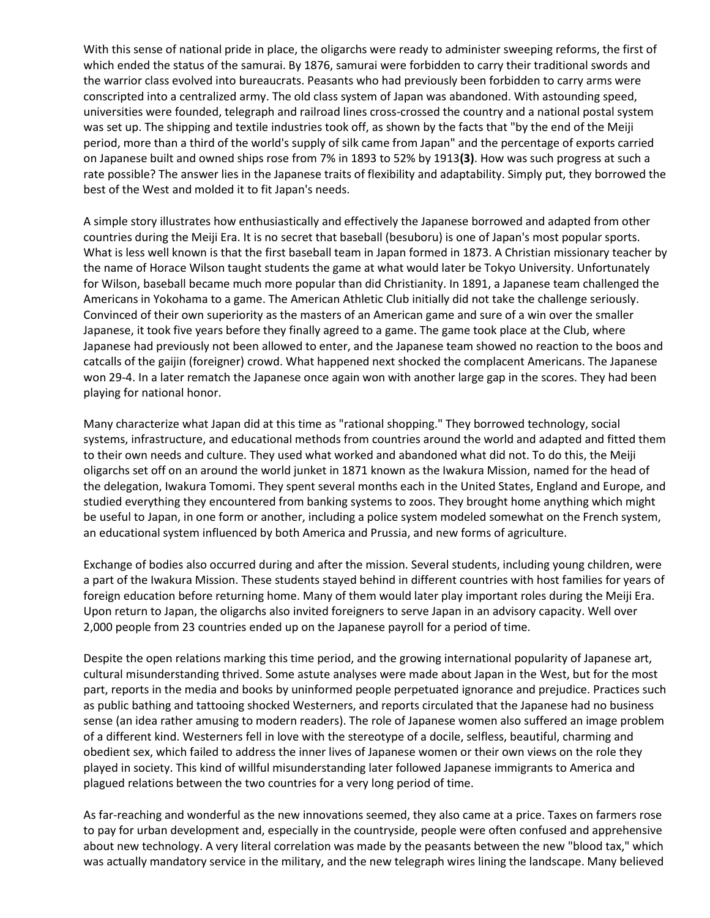With this sense of national pride in place, the oligarchs were ready to administer sweeping reforms, the first of which ended the status of the samurai. By 1876, samurai were forbidden to carry their traditional swords and the warrior class evolved into bureaucrats. Peasants who had previously been forbidden to carry arms were conscripted into a centralized army. The old class system of Japan was abandoned. With astounding speed, universities were founded, telegraph and railroad lines cross-crossed the country and a national postal system was set up. The shipping and textile industries took off, as shown by the facts that "by the end of the Meiji period, more than a third of the world's supply of silk came from Japan" and the percentage of exports carried on Japanese built and owned ships rose from 7% in 1893 to 52% by 1913**(3)**. How was such progress at such a rate possible? The answer lies in the Japanese traits of flexibility and adaptability. Simply put, they borrowed the best of the West and molded it to fit Japan's needs.

A simple story illustrates how enthusiastically and effectively the Japanese borrowed and adapted from other countries during the Meiji Era. It is no secret that baseball (besuboru) is one of Japan's most popular sports. What is less well known is that the first baseball team in Japan formed in 1873. A Christian missionary teacher by the name of Horace Wilson taught students the game at what would later be Tokyo University. Unfortunately for Wilson, baseball became much more popular than did Christianity. In 1891, a Japanese team challenged the Americans in Yokohama to a game. The American Athletic Club initially did not take the challenge seriously. Convinced of their own superiority as the masters of an American game and sure of a win over the smaller Japanese, it took five years before they finally agreed to a game. The game took place at the Club, where Japanese had previously not been allowed to enter, and the Japanese team showed no reaction to the boos and catcalls of the gaijin (foreigner) crowd. What happened next shocked the complacent Americans. The Japanese won 29-4. In a later rematch the Japanese once again won with another large gap in the scores. They had been playing for national honor.

Many characterize what Japan did at this time as "rational shopping." They borrowed technology, social systems, infrastructure, and educational methods from countries around the world and adapted and fitted them to their own needs and culture. They used what worked and abandoned what did not. To do this, the Meiji oligarchs set off on an around the world junket in 1871 known as the Iwakura Mission, named for the head of the delegation, Iwakura Tomomi. They spent several months each in the United States, England and Europe, and studied everything they encountered from banking systems to zoos. They brought home anything which might be useful to Japan, in one form or another, including a police system modeled somewhat on the French system, an educational system influenced by both America and Prussia, and new forms of agriculture.

Exchange of bodies also occurred during and after the mission. Several students, including young children, were a part of the Iwakura Mission. These students stayed behind in different countries with host families for years of foreign education before returning home. Many of them would later play important roles during the Meiji Era. Upon return to Japan, the oligarchs also invited foreigners to serve Japan in an advisory capacity. Well over 2,000 people from 23 countries ended up on the Japanese payroll for a period of time.

Despite the open relations marking this time period, and the growing international popularity of Japanese art, cultural misunderstanding thrived. Some astute analyses were made about Japan in the West, but for the most part, reports in the media and books by uninformed people perpetuated ignorance and prejudice. Practices such as public bathing and tattooing shocked Westerners, and reports circulated that the Japanese had no business sense (an idea rather amusing to modern readers). The role of Japanese women also suffered an image problem of a different kind. Westerners fell in love with the stereotype of a docile, selfless, beautiful, charming and obedient sex, which failed to address the inner lives of Japanese women or their own views on the role they played in society. This kind of willful misunderstanding later followed Japanese immigrants to America and plagued relations between the two countries for a very long period of time.

As far-reaching and wonderful as the new innovations seemed, they also came at a price. Taxes on farmers rose to pay for urban development and, especially in the countryside, people were often confused and apprehensive about new technology. A very literal correlation was made by the peasants between the new "blood tax," which was actually mandatory service in the military, and the new telegraph wires lining the landscape. Many believed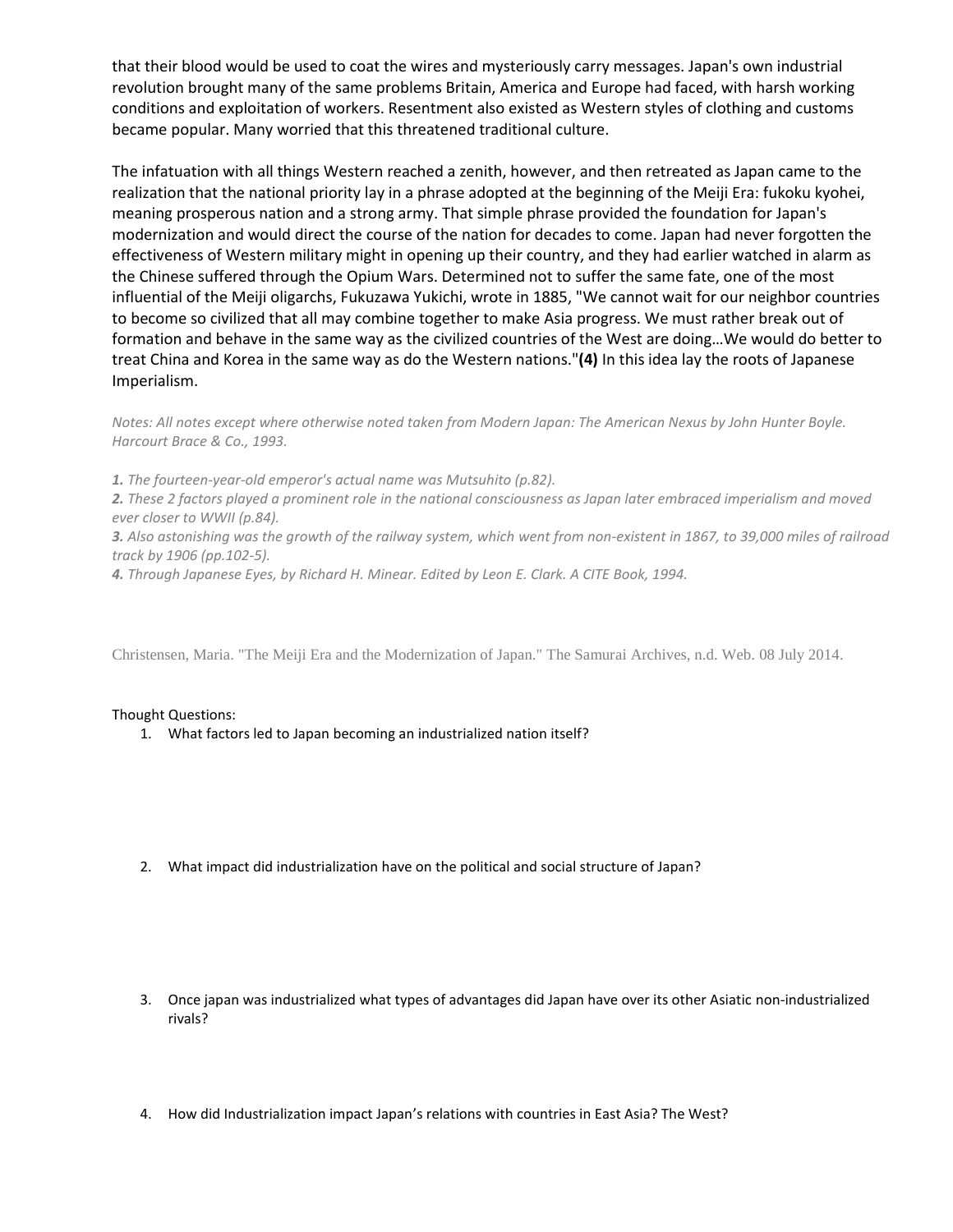that their blood would be used to coat the wires and mysteriously carry messages. Japan's own industrial revolution brought many of the same problems Britain, America and Europe had faced, with harsh working conditions and exploitation of workers. Resentment also existed as Western styles of clothing and customs became popular. Many worried that this threatened traditional culture.

The infatuation with all things Western reached a zenith, however, and then retreated as Japan came to the realization that the national priority lay in a phrase adopted at the beginning of the Meiji Era: fukoku kyohei, meaning prosperous nation and a strong army. That simple phrase provided the foundation for Japan's modernization and would direct the course of the nation for decades to come. Japan had never forgotten the effectiveness of Western military might in opening up their country, and they had earlier watched in alarm as the Chinese suffered through the Opium Wars. Determined not to suffer the same fate, one of the most influential of the Meiji oligarchs, Fukuzawa Yukichi, wrote in 1885, "We cannot wait for our neighbor countries to become so civilized that all may combine together to make Asia progress. We must rather break out of formation and behave in the same way as the civilized countries of the West are doing…We would do better to treat China and Korea in the same way as do the Western nations."**(4)** In this idea lay the roots of Japanese Imperialism.

*Notes: All notes except where otherwise noted taken from Modern Japan: The American Nexus by John Hunter Boyle. Harcourt Brace & Co., 1993.*

***1.*** *The fourteen-year-old emperor's actual name was Mutsuhito (p.82).*
***2.*** *These 2 factors played a prominent role in the national consciousness as Japan later embraced imperialism and moved ever closer to WWII (p.84).*
***3.*** *Also astonishing was the growth of the railway system, which went from non-existent in 1867, to 39,000 miles of railroad track by 1906 (pp.102-5).*
***4.*** *Through Japanese Eyes, by Richard H. Minear. Edited by Leon E. Clark. A CITE Book, 1994.*

Christensen, Maria. "The Meiji Era and the Modernization of Japan." The Samurai Archives, n.d. Web. 08 July 2014.

Thought Questions:

1. What factors led to Japan becoming an industrialized nation itself?

2. What impact did industrialization have on the political and social structure of Japan?

3. Once japan was industrialized what types of advantages did Japan have over its other Asiatic non-industrialized rivals?

4. How did Industrialization impact Japan's relations with countries in East Asia? The West?